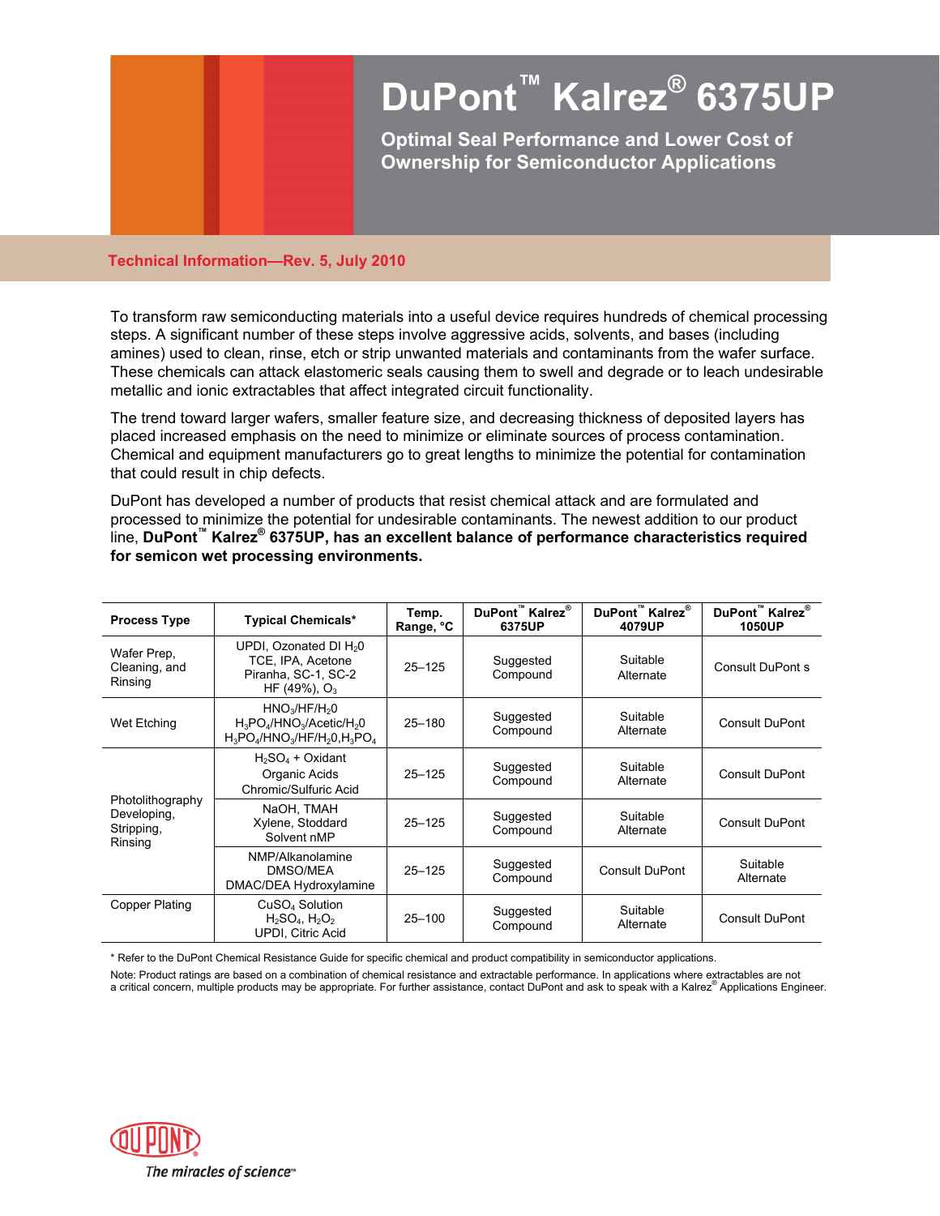# DuPont™ Kalrez® 6375UP

## Optimal Seal Performance and Lower Cost of Ownership for Semiconductor Applications

**Technical Information—Rev. 5, July 2010**

To transform raw semiconducting materials into a useful device requires hundreds of chemical processing steps. A significant number of these steps involve aggressive acids, solvents, and bases (including amines) used to clean, rinse, etch or strip unwanted materials and contaminants from the wafer surface. These chemicals can attack elastomeric seals causing them to swell and degrade or to leach undesirable metallic and ionic extractables that affect integrated circuit functionality.

The trend toward larger wafers, smaller feature size, and decreasing thickness of deposited layers has placed increased emphasis on the need to minimize or eliminate sources of process contamination. Chemical and equipment manufacturers go to great lengths to minimize the potential for contamination that could result in chip defects.

DuPont has developed a number of products that resist chemical attack and are formulated and processed to minimize the potential for undesirable contaminants. The newest addition to our product line, **DuPont™ Kalrez® 6375UP, has an excellent balance of performance characteristics required for semicon wet processing environments.**

| Process Type | Typical Chemicals* | Temp. Range, °C | DuPont™ Kalrez® 6375UP | DuPont™ Kalrez® 4079UP | DuPont™ Kalrez® 1050UP |
|---|---|---|---|---|---|
| Wafer Prep, Cleaning, and Rinsing | UPDI, Ozonated DI $H_20$<br>TCE, IPA, Acetone<br>Piranha, SC-1, SC-2<br>HF (49%), $O_3$ | 25–125 | Suggested Compound | Suitable Alternate | Consult DuPont s |
| Wet Etching | $HNO_3/HF/H_20$<br>$H_3PO_4/HNO_3$/Acetic/$H_20$<br>$H_3PO_4/HNO_3/HF/H_20,H_3PO_4$ | 25–180 | Suggested Compound | Suitable Alternate | Consult DuPont |
| Photolithography Developing, Stripping, Rinsing | $H_2SO_4$ + Oxidant<br>Organic Acids<br>Chromic/Sulfuric Acid | 25–125 | Suggested Compound | Suitable Alternate | Consult DuPont |
| | NaOH, TMAH<br>Xylene, Stoddard<br>Solvent nMP | 25–125 | Suggested Compound | Suitable Alternate | Consult DuPont |
| | NMP/Alkanolamine<br>DMSO/MEA<br>DMAC/DEA Hydroxylamine | 25–125 | Suggested Compound | Consult DuPont | Suitable Alternate |
| Copper Plating | $CuSO_4$ Solution<br>$H_2SO_4$, $H_2O_2$<br>UPDI, Citric Acid | 25–100 | Suggested Compound | Suitable Alternate | Consult DuPont |

\* Refer to the DuPont Chemical Resistance Guide for specific chemical and product compatibility in semiconductor applications.

Note: Product ratings are based on a combination of chemical resistance and extractable performance. In applications where extractables are not a critical concern, multiple products may be appropriate. For further assistance, contact DuPont and ask to speak with a Kalrez® Applications Engineer.

DUPONT

*The miracles of science™*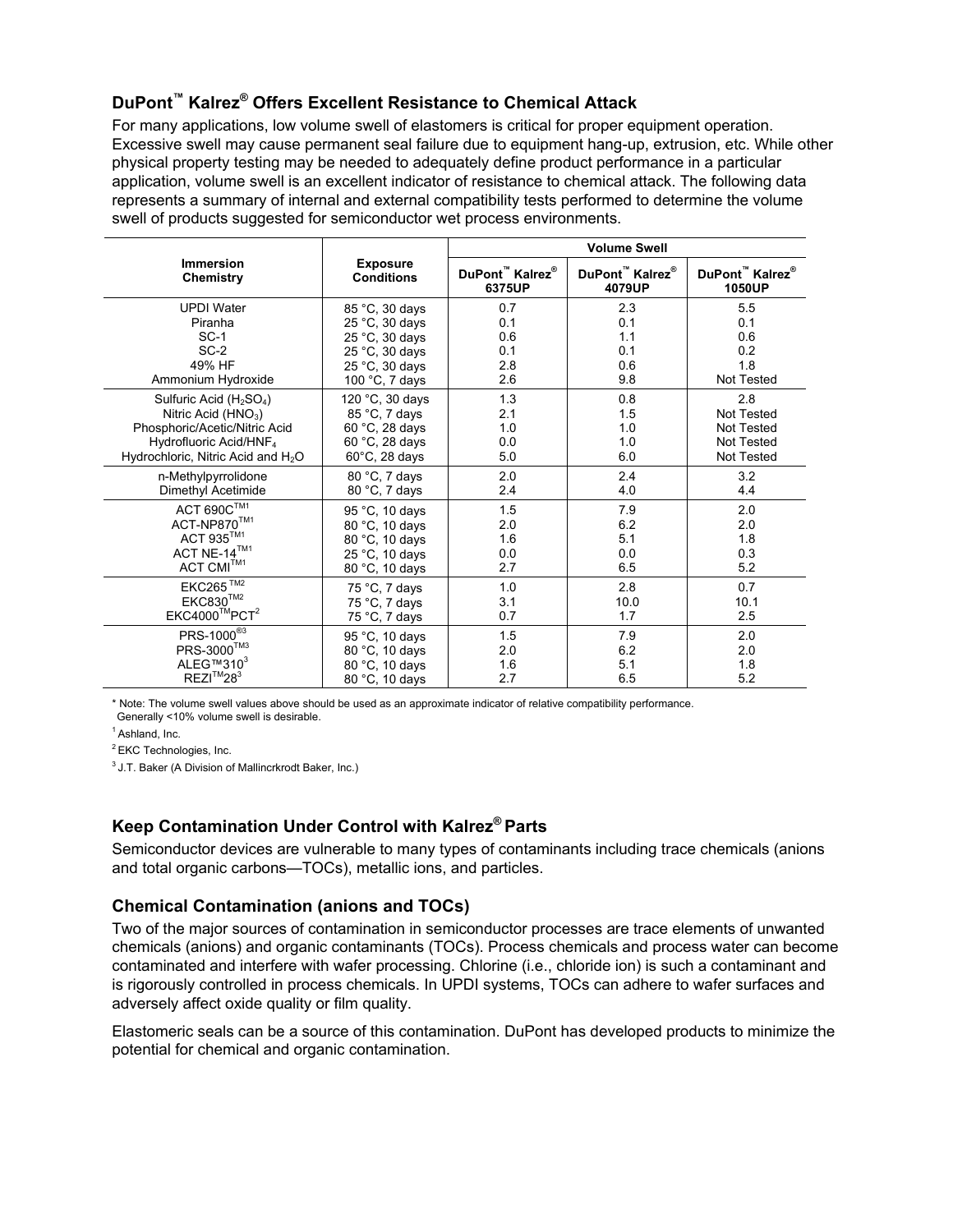## DuPont™ Kalrez® Offers Excellent Resistance to Chemical Attack

For many applications, low volume swell of elastomers is critical for proper equipment operation. Excessive swell may cause permanent seal failure due to equipment hang-up, extrusion, etc. While other physical property testing may be needed to adequately define product performance in a particular application, volume swell is an excellent indicator of resistance to chemical attack. The following data represents a summary of internal and external compatibility tests performed to determine the volume swell of products suggested for semiconductor wet process environments.

| Immersion Chemistry | Exposure Conditions | Volume Swell | | |
|---|---|---|---|---|
| | | DuPont™ Kalrez® 6375UP | DuPont™ Kalrez® 4079UP | DuPont™ Kalrez® 1050UP |
| UPDI Water | 85 °C, 30 days | 0.7 | 2.3 | 5.5 |
| Piranha | 25 °C, 30 days | 0.1 | 0.1 | 0.1 |
| SC-1 | 25 °C, 30 days | 0.6 | 1.1 | 0.6 |
| SC-2 | 25 °C, 30 days | 0.1 | 0.1 | 0.2 |
| 49% HF | 25 °C, 30 days | 2.8 | 0.6 | 1.8 |
| Ammonium Hydroxide | 100 °C, 7 days | 2.6 | 9.8 | Not Tested |
| Sulfuric Acid ($H_2SO_4$) | 120 °C, 30 days | 1.3 | 0.8 | 2.8 |
| Nitric Acid ($HNO_3$) | 85 °C, 7 days | 2.1 | 1.5 | Not Tested |
| Phosphoric/Acetic/Nitric Acid | 60 °C, 28 days | 1.0 | 1.0 | Not Tested |
| Hydrofluoric Acid/$HNF_4$ | 60 °C, 28 days | 0.0 | 1.0 | Not Tested |
| Hydrochloric, Nitric Acid and $H_2O$ | 60°C, 28 days | 5.0 | 6.0 | Not Tested |
| n-Methylpyrrolidone | 80 °C, 7 days | 2.0 | 2.4 | 3.2 |
| Dimethyl Acetimide | 80 °C, 7 days | 2.4 | 4.0 | 4.4 |
| ACT 690C™[1] | 95 °C, 10 days | 1.5 | 7.9 | 2.0 |
| ACT-NP870™[1] | 80 °C, 10 days | 2.0 | 6.2 | 2.0 |
| ACT 935™[1] | 80 °C, 10 days | 1.6 | 5.1 | 1.8 |
| ACT NE-14™[1] | 25 °C, 10 days | 0.0 | 0.0 | 0.3 |
| ACT CMI™[1] | 80 °C, 10 days | 2.7 | 6.5 | 5.2 |
| EKC265™[2] | 75 °C, 7 days | 1.0 | 2.8 | 0.7 |
| EKC830™[2] | 75 °C, 7 days | 3.1 | 10.0 | 10.1 |
| EKC4000™PCT[2] | 75 °C, 7 days | 0.7 | 1.7 | 2.5 |
| PRS-1000®[3] | 95 °C, 10 days | 1.5 | 7.9 | 2.0 |
| PRS-3000™[3] | 80 °C, 10 days | 2.0 | 6.2 | 2.0 |
| ALEG™310[3] | 80 °C, 10 days | 1.6 | 5.1 | 1.8 |
| REZI™28[3] | 80 °C, 10 days | 2.7 | 6.5 | 5.2 |

\* Note: The volume swell values above should be used as an approximate indicator of relative compatibility performance. Generally <10% volume swell is desirable.

[1] Ashland, Inc.

[2] EKC Technologies, Inc.

[3] J.T. Baker (A Division of Mallincrkrodt Baker, Inc.)

## Keep Contamination Under Control with Kalrez® Parts

Semiconductor devices are vulnerable to many types of contaminants including trace chemicals (anions and total organic carbons—TOCs), metallic ions, and particles.

### Chemical Contamination (anions and TOCs)

Two of the major sources of contamination in semiconductor processes are trace elements of unwanted chemicals (anions) and organic contaminants (TOCs). Process chemicals and process water can become contaminated and interfere with wafer processing. Chlorine (i.e., chloride ion) is such a contaminant and is rigorously controlled in process chemicals. In UPDI systems, TOCs can adhere to wafer surfaces and adversely affect oxide quality or film quality.

Elastomeric seals can be a source of this contamination. DuPont has developed products to minimize the potential for chemical and organic contamination.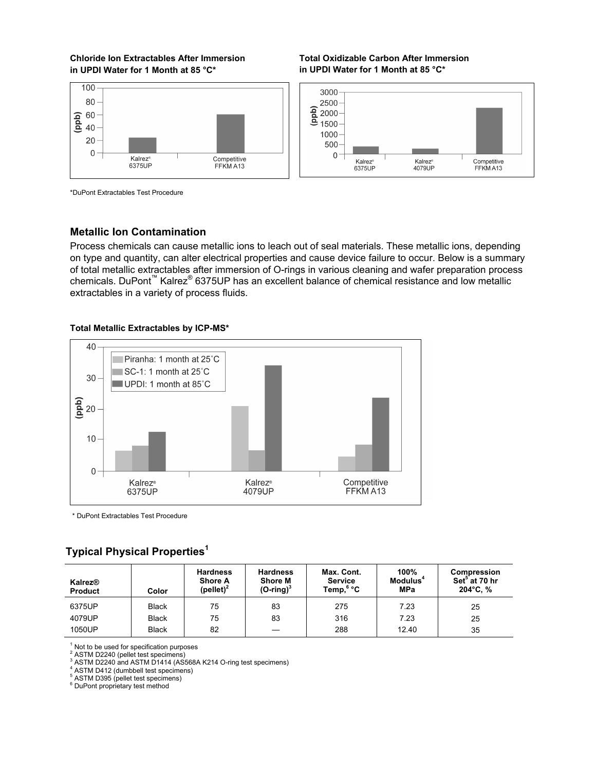**Chloride Ion Extractables After Immersion in UPDI Water for 1 Month at 85 °C***

**Total Oxidizable Carbon After Immersion in UPDI Water for 1 Month at 85 °C***

*DuPont Extractables Test Procedure

## Metallic Ion Contamination

Process chemicals can cause metallic ions to leach out of seal materials. These metallic ions, depending on type and quantity, can alter electrical properties and cause device failure to occur. Below is a summary of total metallic extractables after immersion of O-rings in various cleaning and wafer preparation process chemicals. DuPont™ Kalrez® 6375UP has an excellent balance of chemical resistance and low metallic extractables in a variety of process fluids.

**Total Metallic Extractables by ICP-MS***

* DuPont Extractables Test Procedure

## Typical Physical Properties[1]

| Kalrez® Product | Color | Hardness Shore A (pellet)[2] | Hardness Shore M (O-ring)[3] | Max. Cont. Service Temp,[6] °C | 100% Modulus[4] MPa | Compression Set[5] at 70 hr 204°C, % |
|---|---|---|---|---|---|---|
| 6375UP | Black | 75 | 83 | 275 | 7.23 | 25 |
| 4079UP | Black | 75 | 83 | 316 | 7.23 | 25 |
| 1050UP | Black | 82 | — | 288 | 12.40 | 35 |

[1] Not to be used for specification purposes
[2] ASTM D2240 (pellet test specimens)
[3] ASTM D2240 and ASTM D1414 (AS568A K214 O-ring test specimens)
[4] ASTM D412 (dumbbell test specimens)
[5] ASTM D395 (pellet test specimens)
[6] DuPont proprietary test method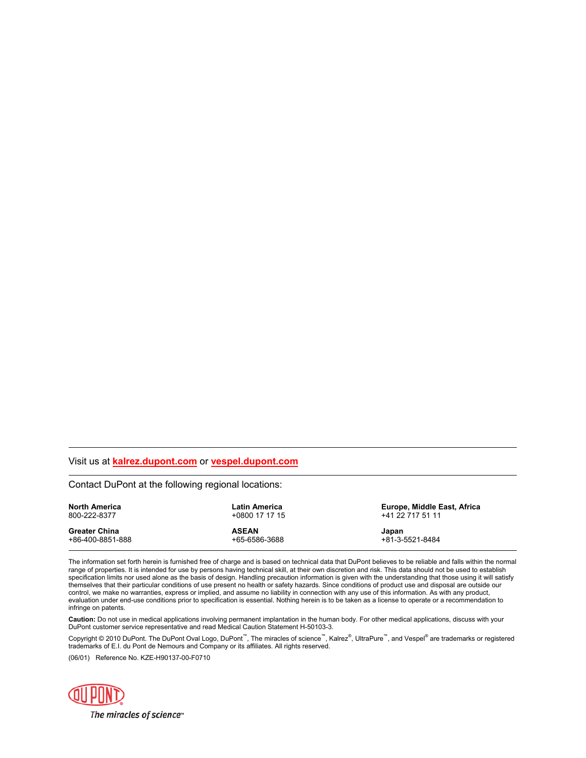Visit us at **kalrez.dupont.com** or **vespel.dupont.com**

Contact DuPont at the following regional locations:

| | | |
|---|---|---|
| **North America**<br>800-222-8377 | **Latin America**<br>+0800 17 17 15 | **Europe, Middle East, Africa**<br>+41 22 717 51 11 |
| **Greater China**<br>+86-400-8851-888 | **ASEAN**<br>+65-6586-3688 | **Japan**<br>+81-3-5521-8484 |

The information set forth herein is furnished free of charge and is based on technical data that DuPont believes to be reliable and falls within the normal range of properties. It is intended for use by persons having technical skill, at their own discretion and risk. This data should not be used to establish specification limits nor used alone as the basis of design. Handling precaution information is given with the understanding that those using it will satisfy themselves that their particular conditions of use present no health or safety hazards. Since conditions of product use and disposal are outside our control, we make no warranties, express or implied, and assume no liability in connection with any use of this information. As with any product, evaluation under end-use conditions prior to specification is essential. Nothing herein is to be taken as a license to operate or a recommendation to infringe on patents.

**Caution:** Do not use in medical applications involving permanent implantation in the human body. For other medical applications, discuss with your DuPont customer service representative and read Medical Caution Statement H-50103-3.

Copyright © 2010 DuPont. The DuPont Oval Logo, DuPont™, The miracles of science™, Kalrez®, UltraPure™, and Vespel® are trademarks or registered trademarks of E.I. du Pont de Nemours and Company or its affiliates. All rights reserved.

(06/01) Reference No. KZE-H90137-00-F0710

DUPONT

*The miracles of science™*